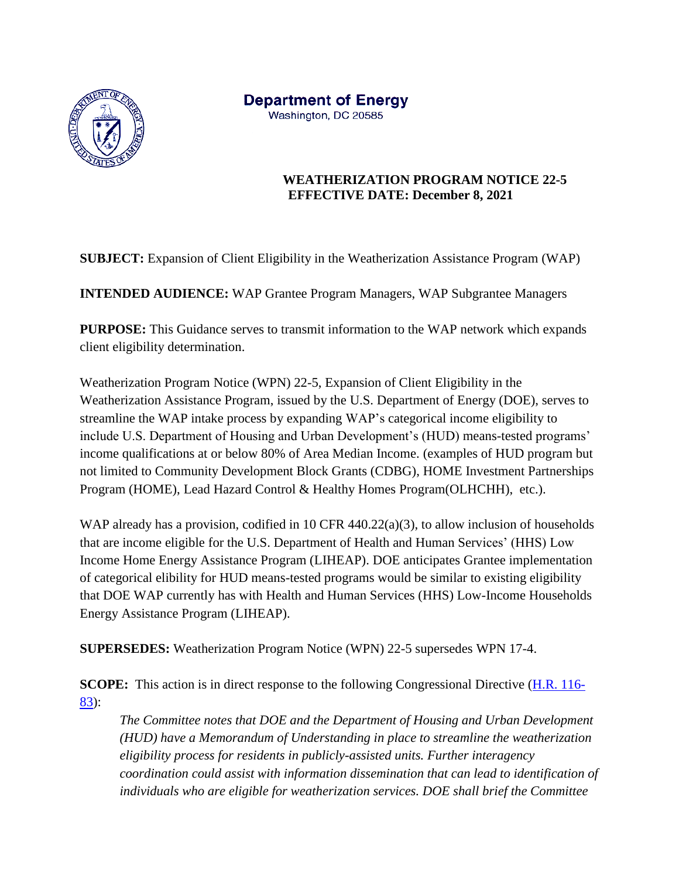**Department of Energy**
Washington, DC 20585

**WEATHERIZATION PROGRAM NOTICE 22-5**
**EFFECTIVE DATE: December 8, 2021**

**SUBJECT:** Expansion of Client Eligibility in the Weatherization Assistance Program (WAP)

**INTENDED AUDIENCE:** WAP Grantee Program Managers, WAP Subgrantee Managers

**PURPOSE:** This Guidance serves to transmit information to the WAP network which expands client eligibility determination.

Weatherization Program Notice (WPN) 22-5, Expansion of Client Eligibility in the Weatherization Assistance Program, issued by the U.S. Department of Energy (DOE), serves to streamline the WAP intake process by expanding WAP's categorical income eligibility to include U.S. Department of Housing and Urban Development's (HUD) means-tested programs' income qualifications at or below 80% of Area Median Income. (examples of HUD program but not limited to Community Development Block Grants (CDBG), HOME Investment Partnerships Program (HOME), Lead Hazard Control & Healthy Homes Program(OLHCHH), etc.).

WAP already has a provision, codified in 10 CFR 440.22(a)(3), to allow inclusion of households that are income eligible for the U.S. Department of Health and Human Services' (HHS) Low Income Home Energy Assistance Program (LIHEAP). DOE anticipates Grantee implementation of categorical elibility for HUD means-tested programs would be similar to existing eligibility that DOE WAP currently has with Health and Human Services (HHS) Low-Income Households Energy Assistance Program (LIHEAP).

**SUPERSEDES:** Weatherization Program Notice (WPN) 22-5 supersedes WPN 17-4.

**SCOPE:** This action is in direct response to the following Congressional Directive (H.R. 116-83):

> *The Committee notes that DOE and the Department of Housing and Urban Development (HUD) have a Memorandum of Understanding in place to streamline the weatherization eligibility process for residents in publicly-assisted units. Further interagency coordination could assist with information dissemination that can lead to identification of individuals who are eligible for weatherization services. DOE shall brief the Committee*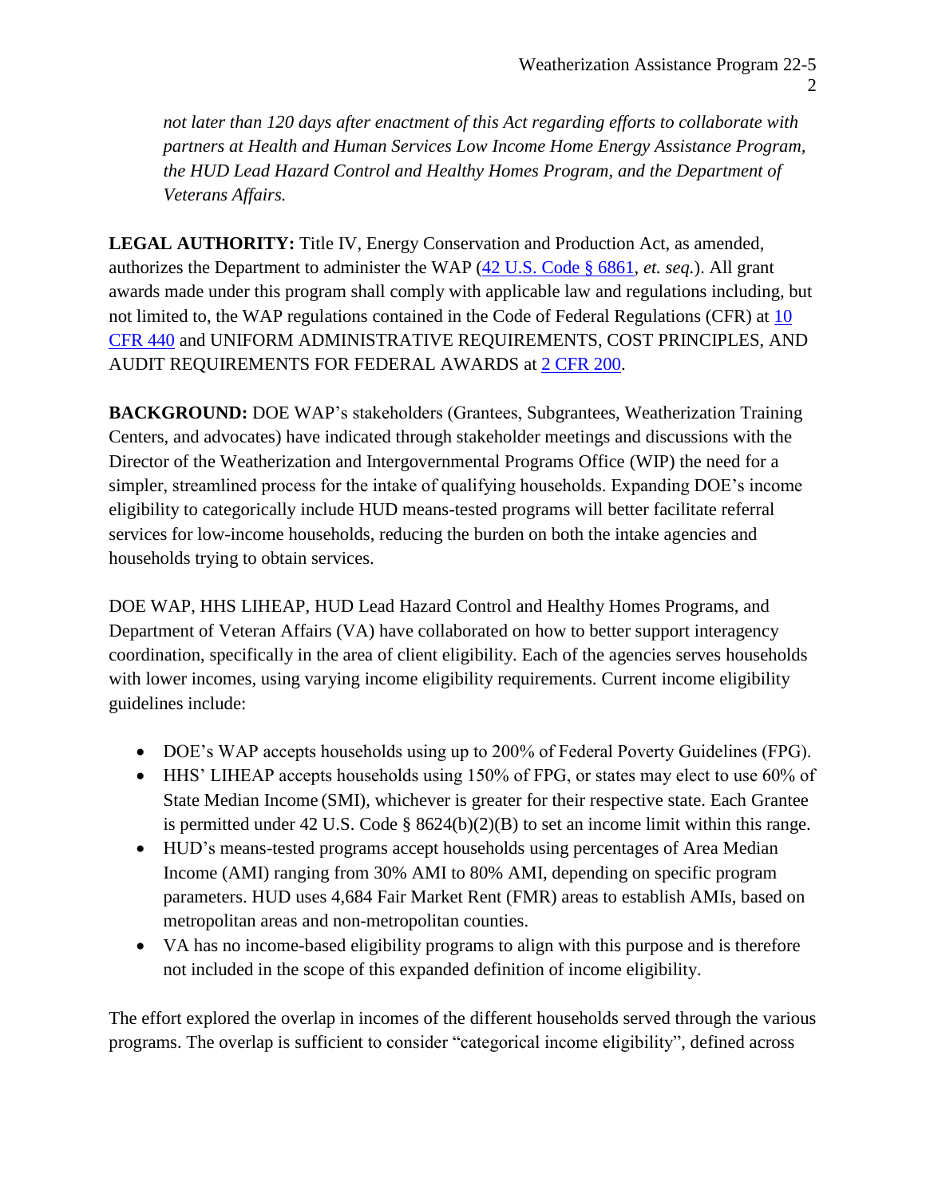*not later than 120 days after enactment of this Act regarding efforts to collaborate with partners at Health and Human Services Low Income Home Energy Assistance Program, the HUD Lead Hazard Control and Healthy Homes Program, and the Department of Veterans Affairs.*

**LEGAL AUTHORITY:** Title IV, Energy Conservation and Production Act, as amended, authorizes the Department to administer the WAP (42 U.S. Code § 6861, *et. seq.*). All grant awards made under this program shall comply with applicable law and regulations including, but not limited to, the WAP regulations contained in the Code of Federal Regulations (CFR) at 10 CFR 440 and UNIFORM ADMINISTRATIVE REQUIREMENTS, COST PRINCIPLES, AND AUDIT REQUIREMENTS FOR FEDERAL AWARDS at 2 CFR 200.

**BACKGROUND:** DOE WAP's stakeholders (Grantees, Subgrantees, Weatherization Training Centers, and advocates) have indicated through stakeholder meetings and discussions with the Director of the Weatherization and Intergovernmental Programs Office (WIP) the need for a simpler, streamlined process for the intake of qualifying households. Expanding DOE's income eligibility to categorically include HUD means-tested programs will better facilitate referral services for low-income households, reducing the burden on both the intake agencies and households trying to obtain services.

DOE WAP, HHS LIHEAP, HUD Lead Hazard Control and Healthy Homes Programs, and Department of Veteran Affairs (VA) have collaborated on how to better support interagency coordination, specifically in the area of client eligibility. Each of the agencies serves households with lower incomes, using varying income eligibility requirements. Current income eligibility guidelines include:

- DOE's WAP accepts households using up to 200% of Federal Poverty Guidelines (FPG).
- HHS' LIHEAP accepts households using 150% of FPG, or states may elect to use 60% of State Median Income (SMI), whichever is greater for their respective state. Each Grantee is permitted under 42 U.S. Code § 8624(b)(2)(B) to set an income limit within this range.
- HUD's means-tested programs accept households using percentages of Area Median Income (AMI) ranging from 30% AMI to 80% AMI, depending on specific program parameters. HUD uses 4,684 Fair Market Rent (FMR) areas to establish AMIs, based on metropolitan areas and non-metropolitan counties.
- VA has no income-based eligibility programs to align with this purpose and is therefore not included in the scope of this expanded definition of income eligibility.

The effort explored the overlap in incomes of the different households served through the various programs. The overlap is sufficient to consider "categorical income eligibility", defined across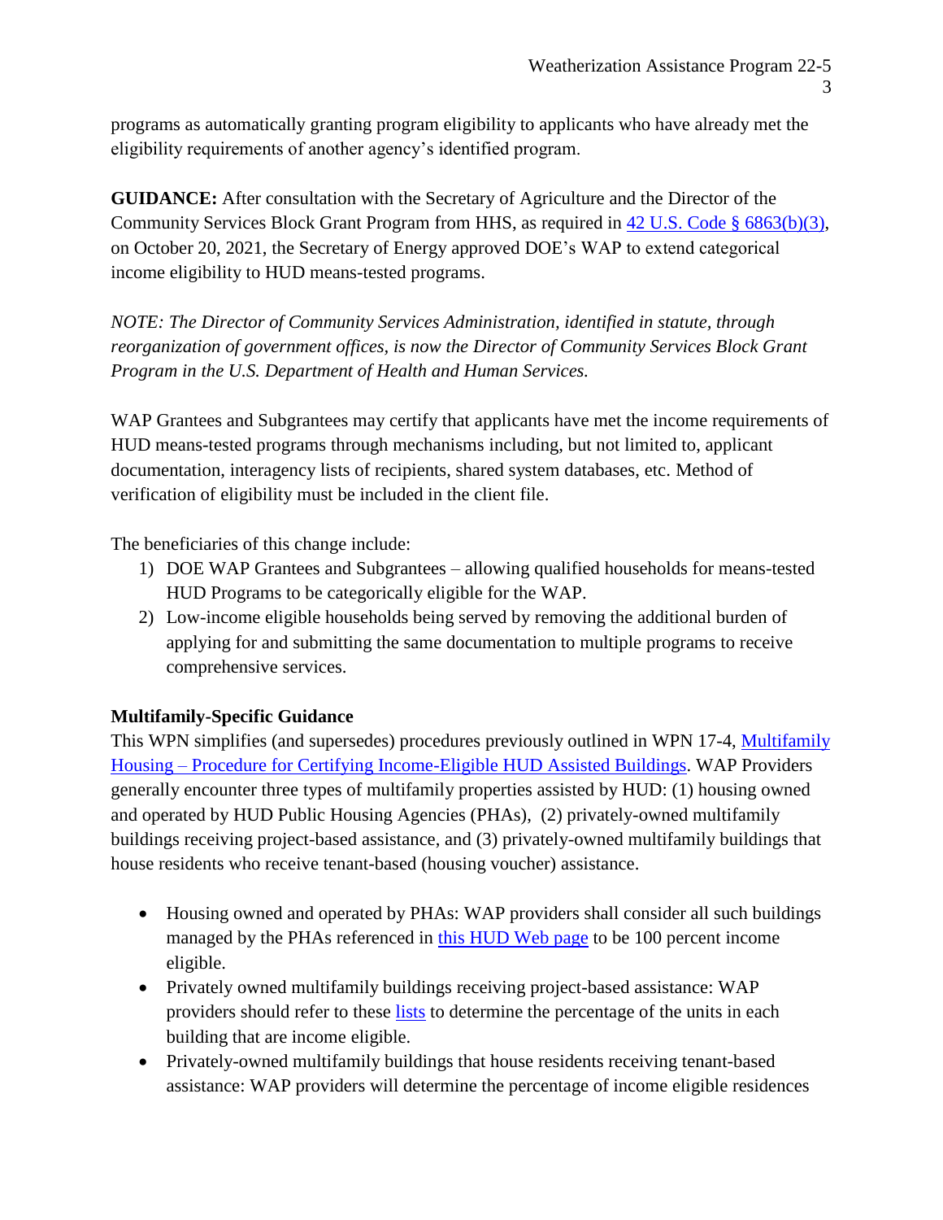programs as automatically granting program eligibility to applicants who have already met the eligibility requirements of another agency's identified program.

**GUIDANCE:** After consultation with the Secretary of Agriculture and the Director of the Community Services Block Grant Program from HHS, as required in [42 U.S. Code § 6863(b)(3)](), on October 20, 2021, the Secretary of Energy approved DOE's WAP to extend categorical income eligibility to HUD means-tested programs.

*NOTE: The Director of Community Services Administration, identified in statute, through reorganization of government offices, is now the Director of Community Services Block Grant Program in the U.S. Department of Health and Human Services.*

WAP Grantees and Subgrantees may certify that applicants have met the income requirements of HUD means-tested programs through mechanisms including, but not limited to, applicant documentation, interagency lists of recipients, shared system databases, etc. Method of verification of eligibility must be included in the client file.

The beneficiaries of this change include:

1) DOE WAP Grantees and Subgrantees – allowing qualified households for means-tested HUD Programs to be categorically eligible for the WAP.
2) Low-income eligible households being served by removing the additional burden of applying for and submitting the same documentation to multiple programs to receive comprehensive services.

**Multifamily-Specific Guidance**

This WPN simplifies (and supersedes) procedures previously outlined in WPN 17-4, [Multifamily Housing – Procedure for Certifying Income-Eligible HUD Assisted Buildings](). WAP Providers generally encounter three types of multifamily properties assisted by HUD: (1) housing owned and operated by HUD Public Housing Agencies (PHAs), (2) privately-owned multifamily buildings receiving project-based assistance, and (3) privately-owned multifamily buildings that house residents who receive tenant-based (housing voucher) assistance.

- Housing owned and operated by PHAs: WAP providers shall consider all such buildings managed by the PHAs referenced in [this HUD Web page]() to be 100 percent income eligible.
- Privately owned multifamily buildings receiving project-based assistance: WAP providers should refer to these [lists]() to determine the percentage of the units in each building that are income eligible.
- Privately-owned multifamily buildings that house residents receiving tenant-based assistance: WAP providers will determine the percentage of income eligible residences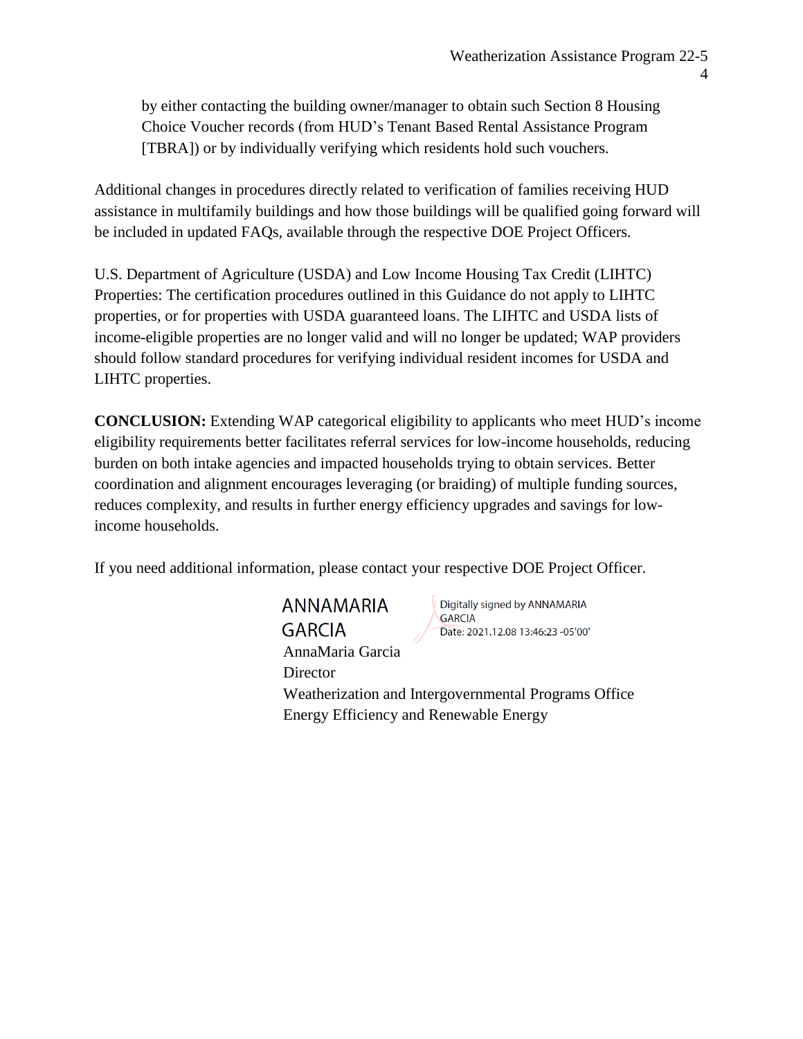by either contacting the building owner/manager to obtain such Section 8 Housing Choice Voucher records (from HUD's Tenant Based Rental Assistance Program [TBRA]) or by individually verifying which residents hold such vouchers.

Additional changes in procedures directly related to verification of families receiving HUD assistance in multifamily buildings and how those buildings will be qualified going forward will be included in updated FAQs, available through the respective DOE Project Officers.

U.S. Department of Agriculture (USDA) and Low Income Housing Tax Credit (LIHTC) Properties: The certification procedures outlined in this Guidance do not apply to LIHTC properties, or for properties with USDA guaranteed loans. The LIHTC and USDA lists of income-eligible properties are no longer valid and will no longer be updated; WAP providers should follow standard procedures for verifying individual resident incomes for USDA and LIHTC properties.

**CONCLUSION:** Extending WAP categorical eligibility to applicants who meet HUD's income eligibility requirements better facilitates referral services for low-income households, reducing burden on both intake agencies and impacted households trying to obtain services. Better coordination and alignment encourages leveraging (or braiding) of multiple funding sources, reduces complexity, and results in further energy efficiency upgrades and savings for low-income households.

If you need additional information, please contact your respective DOE Project Officer.

ANNAMARIA GARCIA

Digitally signed by ANNAMARIA GARCIA
Date: 2021.12.08 13:46:23 -05'00'

AnnaMaria Garcia
Director
Weatherization and Intergovernmental Programs Office
Energy Efficiency and Renewable Energy